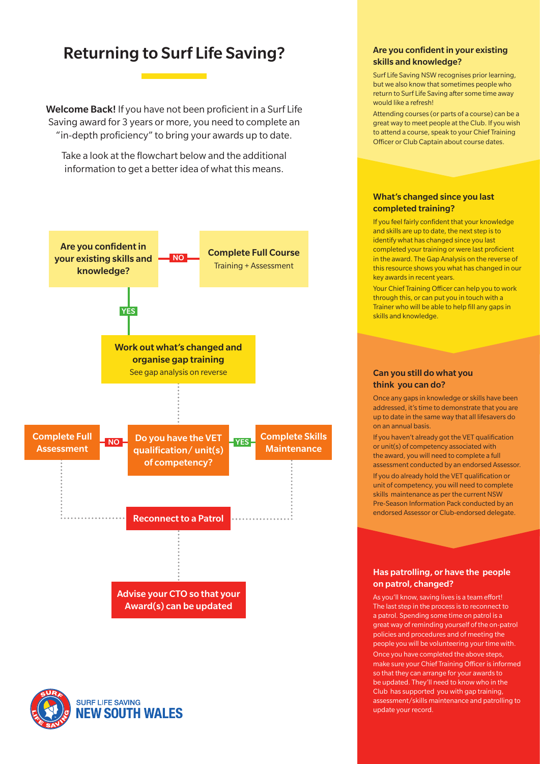# Returning to Surf Life Saving?

**Welcome Back!** If you have not been proficient in a Surf Life Saving award for 3 years or more, you need to complete an "in-depth proficiency" to bring your awards up to date.

Take a look at the flowchart below and the additional information to get a better idea of what this means.

**Are you confident in your existing skills and knowledge?**

- NO → **Complete Full Course** Training + Assessment
- YES → **Work out what's changed and organise gap training** See gap analysis on reverse

**Do you have the VET qualification/ unit(s) of competency?**

- NO → **Complete Full Assessment**
- YES → **Complete Skills Maintenance**

**Reconnect to a Patrol**

**Advise your CTO so that your Award(s) can be updated**

SURF LIFE SAVING NEW SOUTH WALES

### Are you confident in your existing skills and knowledge?

Surf Life Saving NSW recognises prior learning, but we also know that sometimes people who return to Surf Life Saving after some time away would like a refresh!

Attending courses (or parts of a course) can be a great way to meet people at the Club. If you wish to attend a course, speak to your Chief Training Officer or Club Captain about course dates.

### What's changed since you last completed training?

If you feel fairly confident that your knowledge and skills are up to date, the next step is to identify what has changed since you last completed your training or were last proficient in the award. The Gap Analysis on the reverse of this resource shows you what has changed in our key awards in recent years.

Your Chief Training Officer can help you to work through this, or can put you in touch with a Trainer who will be able to help fill any gaps in skills and knowledge.

### Can you still do what you think you can do?

Once any gaps in knowledge or skills have been addressed, it's time to demonstrate that you are up to date in the same way that all lifesavers do on an annual basis.

If you haven't already got the VET qualification or unit(s) of competency associated with the award, you will need to complete a full assessment conducted by an endorsed Assessor.

If you do already hold the VET qualification or unit of competency, you will need to complete skills maintenance as per the current NSW Pre-Season Information Pack conducted by an endorsed Assessor or Club-endorsed delegate.

### Has patrolling, or have the people on patrol, changed?

As you'll know, saving lives is a team effort! The last step in the process is to reconnect to a patrol. Spending some time on patrol is a great way of reminding yourself of the on-patrol policies and procedures and of meeting the people you will be volunteering your time with.

Once you have completed the above steps, make sure your Chief Training Officer is informed so that they can arrange for your awards to be updated. They'll need to know who in the Club has supported you with gap training, assessment/skills maintenance and patrolling to update your record.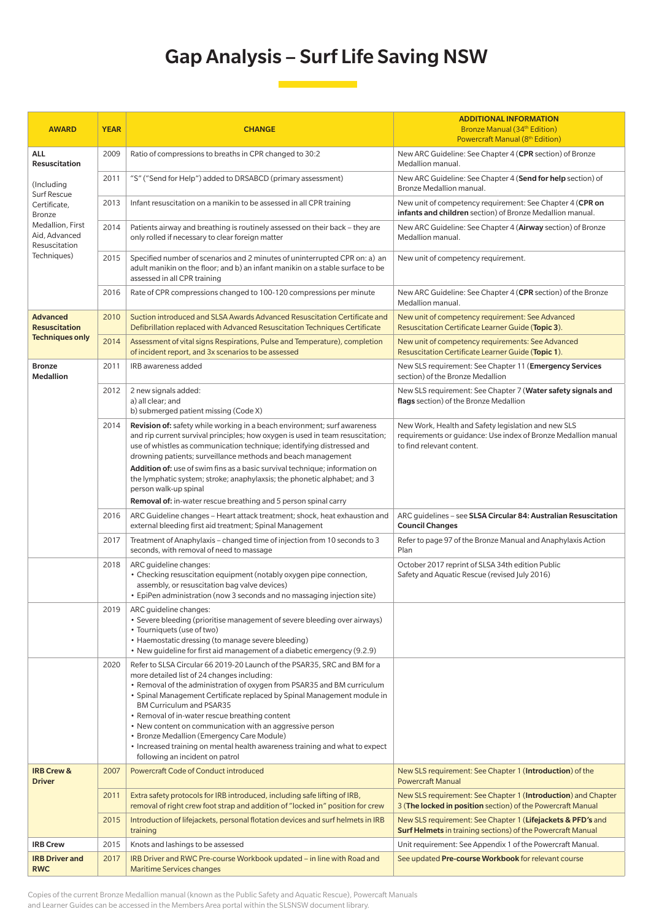# Gap Analysis – Surf Life Saving NSW

| AWARD | YEAR | CHANGE | ADDITIONAL INFORMATION<br>Bronze Manual (34th Edition)<br>Powercraft Manual (8th Edition) |
|---|---|---|---|
| **ALL Resuscitation**<br><br>(Including Surf Rescue Certificate, Bronze Medallion, First Aid, Advanced Resuscitation Techniques) | 2009 | Ratio of compressions to breaths in CPR changed to 30:2 | New ARC Guideline: See Chapter 4 (**CPR** section) of Bronze Medallion manual. |
| | 2011 | "S" ("Send for Help") added to DRSABCD (primary assessment) | New ARC Guideline: See Chapter 4 (**Send for help** section) of Bronze Medallion manual. |
| | 2013 | Infant resuscitation on a manikin to be assessed in all CPR training | New unit of competency requirement: See Chapter 4 (**CPR on infants and children** section) of Bronze Medallion manual. |
| | 2014 | Patients airway and breathing is routinely assessed on their back – they are only rolled if necessary to clear foreign matter | New ARC Guideline: See Chapter 4 (**Airway** section) of Bronze Medallion manual. |
| | 2015 | Specified number of scenarios and 2 minutes of uninterrupted CPR on: a) an adult manikin on the floor; and b) an infant manikin on a stable surface to be assessed in all CPR training | New unit of competency requirement. |
| | 2016 | Rate of CPR compressions changed to 100-120 compressions per minute | New ARC Guideline: See Chapter 4 (**CPR** section) of the Bronze Medallion manual. |
| **Advanced Resuscitation Techniques only** | 2010 | Suction introduced and SLSA Awards Advanced Resuscitation Certificate and Defibrillation replaced with Advanced Resuscitation Techniques Certificate | New unit of competency requirement: See Advanced Resuscitation Certificate Learner Guide (**Topic 3**). |
| | 2014 | Assessment of vital signs Respirations, Pulse and Temperature), completion of incident report, and 3x scenarios to be assessed | New unit of competency requirements: See Advanced Resuscitation Certificate Learner Guide (**Topic 1**). |
| **Bronze Medallion** | 2011 | IRB awareness added | New SLS requirement: See Chapter 11 (**Emergency Services** section) of the Bronze Medallion |
| | 2012 | 2 new signals added:<br>a) all clear; and<br>b) submerged patient missing (Code X) | New SLS requirement: See Chapter 7 (**Water safety signals and flags** section) of the Bronze Medallion |
| | 2014 | **Revision of:** safety while working in a beach environment; surf awareness and rip current survival principles; how oxygen is used in team resuscitation; use of whistles as communication technique; identifying distressed and drowning patients; surveillance methods and beach management<br>**Addition of:** use of swim fins as a basic survival technique; information on the lymphatic system; stroke; anaphylaxsis; the phonetic alphabet; and 3 person walk-up spinal<br>**Removal of:** in-water rescue breathing and 5 person spinal carry | New Work, Health and Safety legislation and new SLS requirements or guidance: Use index of Bronze Medallion manual to find relevant content. |
| | 2016 | ARC Guideline changes – Heart attack treatment; shock, heat exhaustion and external bleeding first aid treatment; Spinal Management | ARC guidelines – see **SLSA Circular 84: Australian Resuscitation Council Changes** |
| | 2017 | Treatment of Anaphylaxis – changed time of injection from 10 seconds to 3 seconds, with removal of need to massage | Refer to page 97 of the Bronze Manual and Anaphylaxis Action Plan |
| | 2018 | ARC guideline changes:<br>• Checking resuscitation equipment (notably oxygen pipe connection, assembly, or resuscitation bag valve devices)<br>• EpiPen administration (now 3 seconds and no massaging injection site) | October 2017 reprint of SLSA 34th edition Public Safety and Aquatic Rescue (revised July 2016) |
| | 2019 | ARC guideline changes:<br>• Severe bleeding (prioritise management of severe bleeding over airways)<br>• Tourniquets (use of two)<br>• Haemostatic dressing (to manage severe bleeding)<br>• New guideline for first aid management of a diabetic emergency (9.2.9) | |
| | 2020 | Refer to SLSA Circular 66 2019-20 Launch of the PSAR35, SRC and BM for a more detailed list of 24 changes including:<br>• Removal of the administration of oxygen from PSAR35 and BM curriculum<br>• Spinal Management Certificate replaced by Spinal Management module in BM Curriculum and PSAR35<br>• Removal of in-water rescue breathing content<br>• New content on communication with an aggressive person<br>• Bronze Medallion (Emergency Care Module)<br>• Increased training on mental health awareness training and what to expect following an incident on patrol | |
| **IRB Crew & Driver** | 2007 | Powercraft Code of Conduct introduced | New SLS requirement: See Chapter 1 (**Introduction**) of the Powercraft Manual |
| | 2011 | Extra safety protocols for IRB introduced, including safe lifting of IRB, removal of right crew foot strap and addition of "locked in" position for crew | New SLS requirement: See Chapter 1 (**Introduction**) and Chapter 3 (**The locked in position** section) of the Powercraft Manual |
| | 2015 | Introduction of lifejackets, personal flotation devices and surf helmets in IRB training | New SLS requirement: See Chapter 1 (**Lifejackets & PFD's** and **Surf Helmets** in training sections) of the Powercraft Manual |
| **IRB Crew** | 2015 | Knots and lashings to be assessed | Unit requirement: See Appendix 1 of the Powercraft Manual. |
| **IRB Driver and RWC** | 2017 | IRB Driver and RWC Pre-course Workbook updated – in line with Road and Maritime Services changes | See updated **Pre-course Workbook** for relevant course |

Copies of the current Bronze Medallion manual (known as the Public Safety and Aquatic Rescue), Powercaft Manuals and Learner Guides can be accessed in the Members Area portal within the SLSNSW document library.